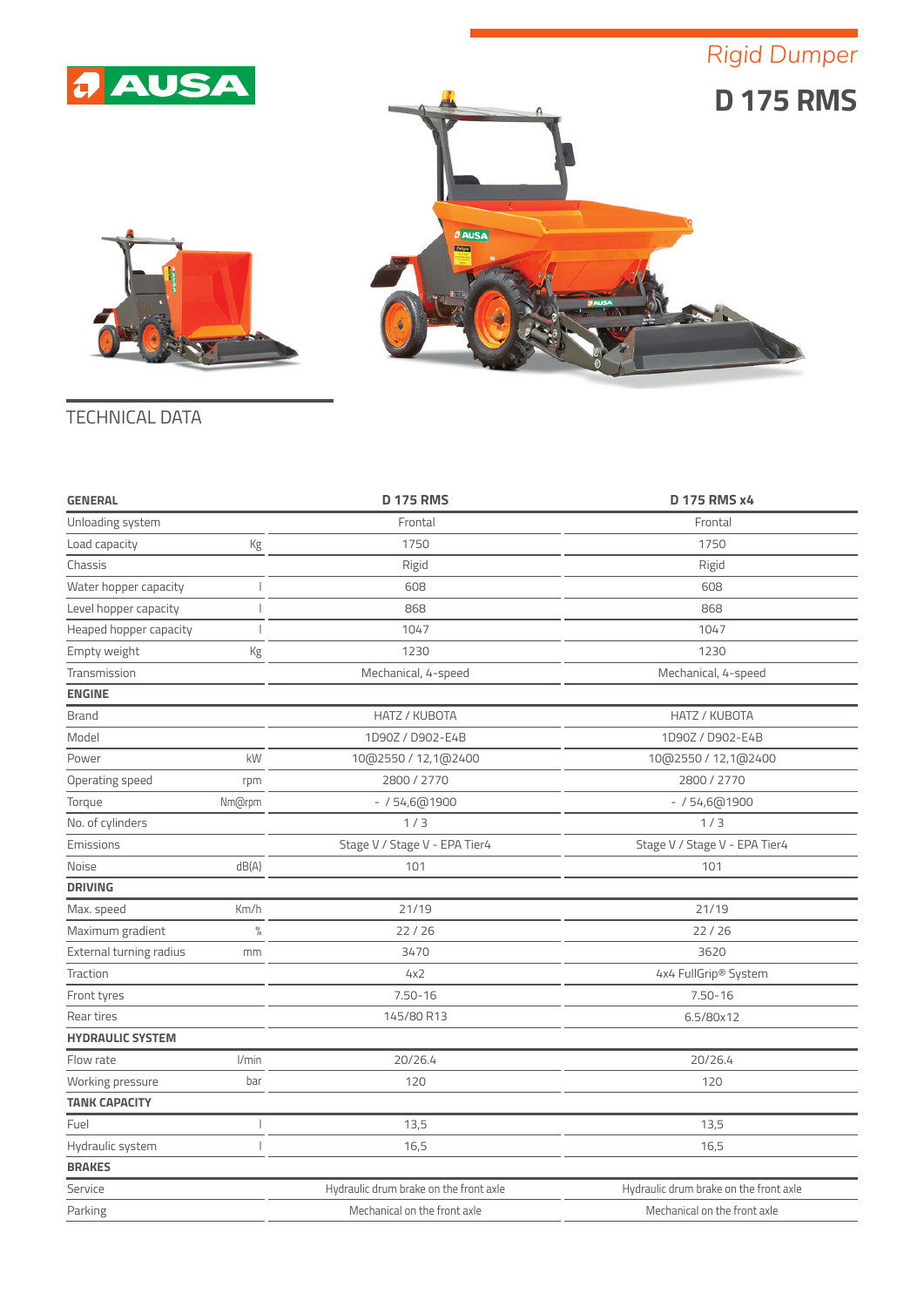AUSA

*Rigid Dumper*

# D 175 RMS

## TECHNICAL DATA

| GENERAL | | D 175 RMS | D 175 RMS x4 |
|---|---|---|---|
| Unloading system | | Frontal | Frontal |
| Load capacity | Kg | 1750 | 1750 |
| Chassis | | Rigid | Rigid |
| Water hopper capacity | l | 608 | 608 |
| Level hopper capacity | l | 868 | 868 |
| Heaped hopper capacity | l | 1047 | 1047 |
| Empty weight | Kg | 1230 | 1230 |
| Transmission | | Mechanical, 4-speed | Mechanical, 4-speed |
| **ENGINE** | | | |
| Brand | | HATZ / KUBOTA | HATZ / KUBOTA |
| Model | | 1D90Z / D902-E4B | 1D90Z / D902-E4B |
| Power | kW | 10@2550 / 12,1@2400 | 10@2550 / 12,1@2400 |
| Operating speed | rpm | 2800 / 2770 | 2800 / 2770 |
| Torque | Nm@rpm | - / 54,6@1900 | - / 54,6@1900 |
| No. of cylinders | | 1 / 3 | 1 / 3 |
| Emissions | | Stage V / Stage V - EPA Tier4 | Stage V / Stage V - EPA Tier4 |
| Noise | dB(A) | 101 | 101 |
| **DRIVING** | | | |
| Max. speed | Km/h | 21/19 | 21/19 |
| Maximum gradient | % | 22 / 26 | 22 / 26 |
| External turning radius | mm | 3470 | 3620 |
| Traction | | 4x2 | 4x4 FullGrip® System |
| Front tyres | | 7.50-16 | 7.50-16 |
| Rear tires | | 145/80 R13 | 6.5/80x12 |
| **HYDRAULIC SYSTEM** | | | |
| Flow rate | l/min | 20/26.4 | 20/26.4 |
| Working pressure | bar | 120 | 120 |
| **TANK CAPACITY** | | | |
| Fuel | l | 13,5 | 13,5 |
| Hydraulic system | l | 16,5 | 16,5 |
| **BRAKES** | | | |
| Service | | Hydraulic drum brake on the front axle | Hydraulic drum brake on the front axle |
| Parking | | Mechanical on the front axle | Mechanical on the front axle |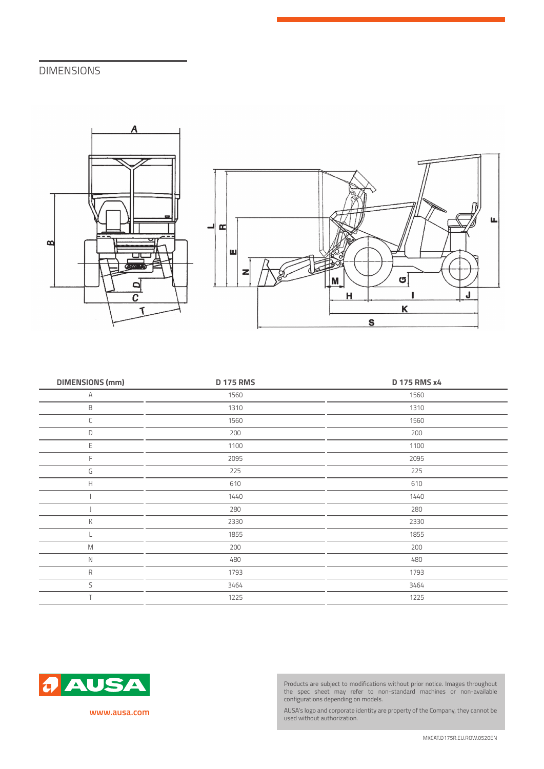## DIMENSIONS

A
B
C
D
T
L
R
E
N
M
H
G
I
J
K
S
F

| DIMENSIONS (mm) | D 175 RMS | D 175 RMS x4 |
|---|---|---|
| A | 1560 | 1560 |
| B | 1310 | 1310 |
| C | 1560 | 1560 |
| D | 200 | 200 |
| E | 1100 | 1100 |
| F | 2095 | 2095 |
| G | 225 | 225 |
| H | 610 | 610 |
| I | 1440 | 1440 |
| J | 280 | 280 |
| K | 2330 | 2330 |
| L | 1855 | 1855 |
| M | 200 | 200 |
| N | 480 | 480 |
| R | 1793 | 1793 |
| S | 3464 | 3464 |
| T | 1225 | 1225 |

AUSA

www.ausa.com

Products are subject to modifications without prior notice. Images throughout the spec sheet may refer to non-standard machines or non-available configurations depending on models.

AUSA's logo and corporate identity are property of the Company, they cannot be used without authorization.

MKCAT.D175R.EU.ROW.0520EN